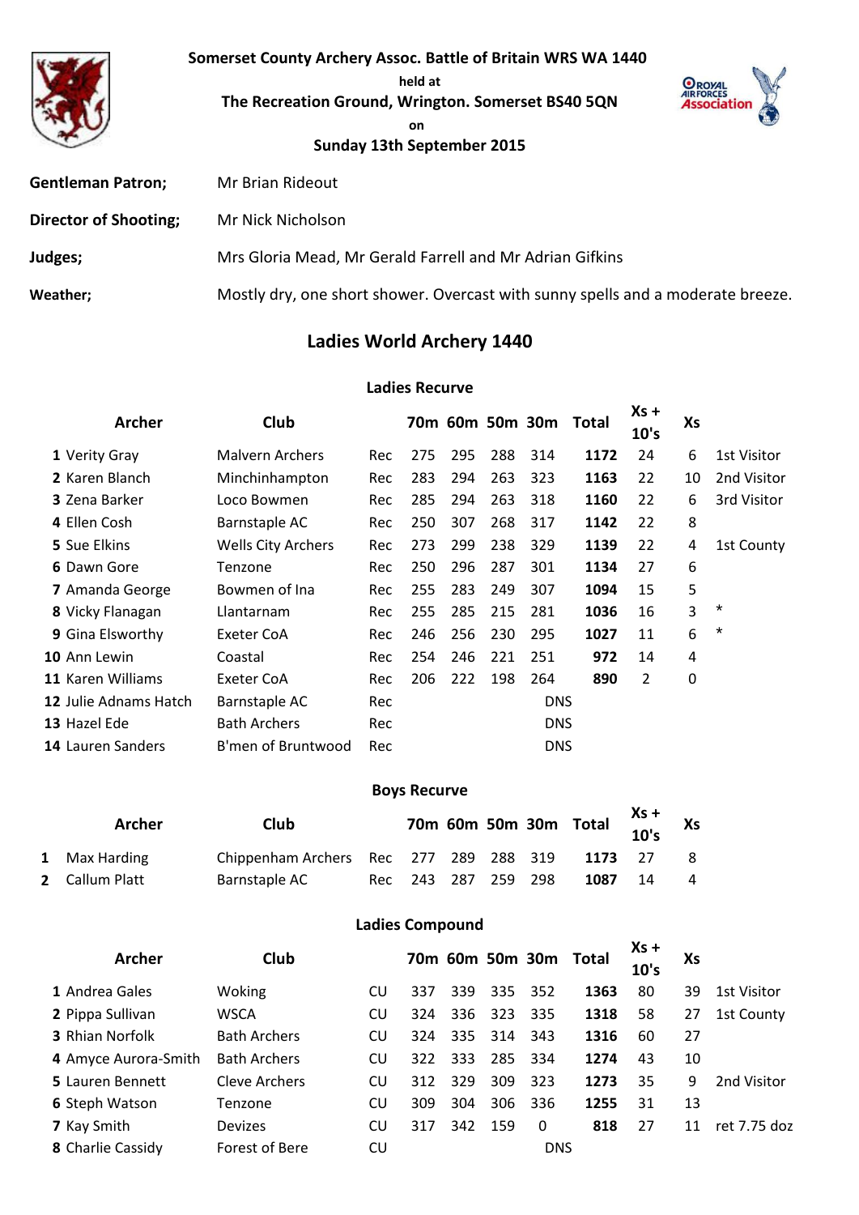# Somerset County Archery Assoc. Battle of Britain WRS WA 1440

held at

**The Recreation Ground, Wrington. Somerset BS40 5QN**

on

**Sunday 13th September 2015**

| | |
|---|---|
| **Gentleman Patron;** | Mr Brian Rideout |
| **Director of Shooting;** | Mr Nick Nicholson |
| **Judges;** | Mrs Gloria Mead, Mr Gerald Farrell and Mr Adrian Gifkins |
| **Weather;** | Mostly dry, one short shower. Overcast with sunny spells and a moderate breeze. |

## Ladies World Archery 1440

### Ladies Recurve

| | Archer | Club | | 70m | 60m | 50m | 30m | Total | Xs + 10's | Xs | |
|---|---|---|---|---|---|---|---|---|---|---|---|
| 1 | Verity Gray | Malvern Archers | Rec | 275 | 295 | 288 | 314 | **1172** | 24 | 6 | 1st Visitor |
| 2 | Karen Blanch | Minchinhampton | Rec | 283 | 294 | 263 | 323 | **1163** | 22 | 10 | 2nd Visitor |
| 3 | Zena Barker | Loco Bowmen | Rec | 285 | 294 | 263 | 318 | **1160** | 22 | 6 | 3rd Visitor |
| 4 | Ellen Cosh | Barnstaple AC | Rec | 250 | 307 | 268 | 317 | **1142** | 22 | 8 | |
| 5 | Sue Elkins | Wells City Archers | Rec | 273 | 299 | 238 | 329 | **1139** | 22 | 4 | 1st County |
| 6 | Dawn Gore | Tenzone | Rec | 250 | 296 | 287 | 301 | **1134** | 27 | 6 | |
| 7 | Amanda George | Bowmen of Ina | Rec | 255 | 283 | 249 | 307 | **1094** | 15 | 5 | |
| 8 | Vicky Flanagan | Llantarnam | Rec | 255 | 285 | 215 | 281 | **1036** | 16 | 3 | * |
| 9 | Gina Elsworthy | Exeter CoA | Rec | 246 | 256 | 230 | 295 | **1027** | 11 | 6 | * |
| 10 | Ann Lewin | Coastal | Rec | 254 | 246 | 221 | 251 | **972** | 14 | 4 | |
| 11 | Karen Williams | Exeter CoA | Rec | 206 | 222 | 198 | 264 | **890** | 2 | 0 | |
| 12 | Julie Adnams Hatch | Barnstaple AC | Rec | | | | DNS | | | | |
| 13 | Hazel Ede | Bath Archers | Rec | | | | DNS | | | | |
| 14 | Lauren Sanders | B'men of Bruntwood | Rec | | | | DNS | | | | |

### Boys Recurve

| | Archer | Club | | 70m | 60m | 50m | 30m | Total | Xs + 10's | Xs |
|---|---|---|---|---|---|---|---|---|---|---|
| 1 | Max Harding | Chippenham Archers | Rec | 277 | 289 | 288 | 319 | **1173** | 27 | 8 |
| 2 | Callum Platt | Barnstaple AC | Rec | 243 | 287 | 259 | 298 | **1087** | 14 | 4 |

### Ladies Compound

| | Archer | Club | | 70m | 60m | 50m | 30m | Total | Xs + 10's | Xs | |
|---|---|---|---|---|---|---|---|---|---|---|---|
| 1 | Andrea Gales | Woking | CU | 337 | 339 | 335 | 352 | **1363** | 80 | 39 | 1st Visitor |
| 2 | Pippa Sullivan | WSCA | CU | 324 | 336 | 323 | 335 | **1318** | 58 | 27 | 1st County |
| 3 | Rhian Norfolk | Bath Archers | CU | 324 | 335 | 314 | 343 | **1316** | 60 | 27 | |
| 4 | Amyce Aurora-Smith | Bath Archers | CU | 322 | 333 | 285 | 334 | **1274** | 43 | 10 | |
| 5 | Lauren Bennett | Cleve Archers | CU | 312 | 329 | 309 | 323 | **1273** | 35 | 9 | 2nd Visitor |
| 6 | Steph Watson | Tenzone | CU | 309 | 304 | 306 | 336 | **1255** | 31 | 13 | |
| 7 | Kay Smith | Devizes | CU | 317 | 342 | 159 | 0 | **818** | 27 | 11 | ret 7.75 doz |
| 8 | Charlie Cassidy | Forest of Bere | CU | | | | DNS | | | | |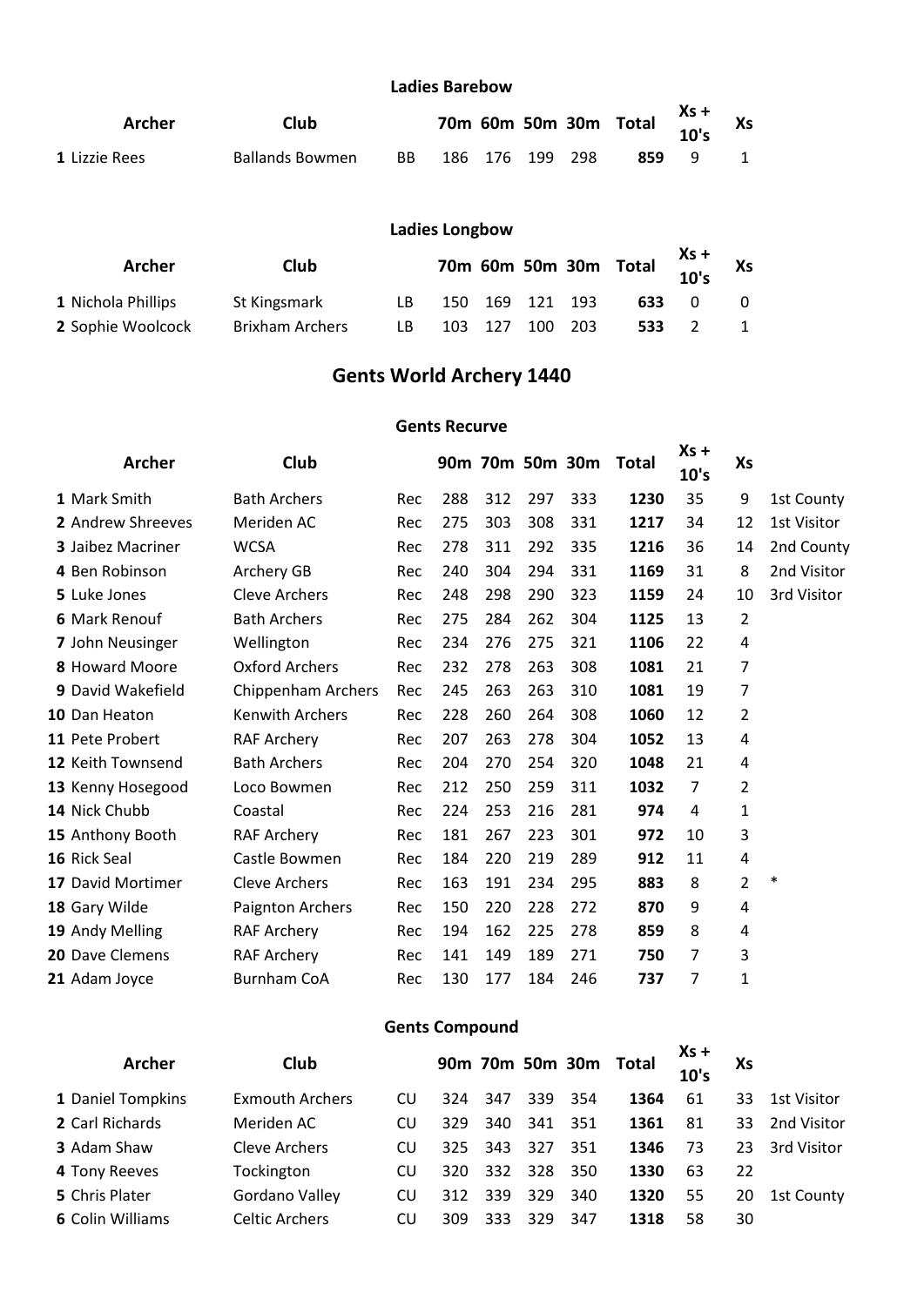### Ladies Barebow

| | Archer | Club | | 70m | 60m | 50m | 30m | Total | Xs + 10's | Xs | |
|---|---|---|---|---|---|---|---|---|---|---|---|
| 1 | Lizzie Rees | Ballands Bowmen | BB | 186 | 176 | 199 | 298 | **859** | 9 | 1 | |

### Ladies Longbow

| | Archer | Club | | 70m | 60m | 50m | 30m | Total | Xs + 10's | Xs | |
|---|---|---|---|---|---|---|---|---|---|---|---|
| 1 | Nichola Phillips | St Kingsmark | LB | 150 | 169 | 121 | 193 | **633** | 0 | 0 | |
| 2 | Sophie Woolcock | Brixham Archers | LB | 103 | 127 | 100 | 203 | **533** | 2 | 1 | |

## Gents World Archery 1440

### Gents Recurve

| | Archer | Club | | 90m | 70m | 50m | 30m | Total | Xs + 10's | Xs | |
|---|---|---|---|---|---|---|---|---|---|---|---|
| 1 | Mark Smith | Bath Archers | Rec | 288 | 312 | 297 | 333 | **1230** | 35 | 9 | 1st County |
| 2 | Andrew Shreeves | Meriden AC | Rec | 275 | 303 | 308 | 331 | **1217** | 34 | 12 | 1st Visitor |
| 3 | Jaibez Macriner | WCSA | Rec | 278 | 311 | 292 | 335 | **1216** | 36 | 14 | 2nd County |
| 4 | Ben Robinson | Archery GB | Rec | 240 | 304 | 294 | 331 | **1169** | 31 | 8 | 2nd Visitor |
| 5 | Luke Jones | Cleve Archers | Rec | 248 | 298 | 290 | 323 | **1159** | 24 | 10 | 3rd Visitor |
| 6 | Mark Renouf | Bath Archers | Rec | 275 | 284 | 262 | 304 | **1125** | 13 | 2 | |
| 7 | John Neusinger | Wellington | Rec | 234 | 276 | 275 | 321 | **1106** | 22 | 4 | |
| 8 | Howard Moore | Oxford Archers | Rec | 232 | 278 | 263 | 308 | **1081** | 21 | 7 | |
| 9 | David Wakefield | Chippenham Archers | Rec | 245 | 263 | 263 | 310 | **1081** | 19 | 7 | |
| 10 | Dan Heaton | Kenwith Archers | Rec | 228 | 260 | 264 | 308 | **1060** | 12 | 2 | |
| 11 | Pete Probert | RAF Archery | Rec | 207 | 263 | 278 | 304 | **1052** | 13 | 4 | |
| 12 | Keith Townsend | Bath Archers | Rec | 204 | 270 | 254 | 320 | **1048** | 21 | 4 | |
| 13 | Kenny Hosegood | Loco Bowmen | Rec | 212 | 250 | 259 | 311 | **1032** | 7 | 2 | |
| 14 | Nick Chubb | Coastal | Rec | 224 | 253 | 216 | 281 | **974** | 4 | 1 | |
| 15 | Anthony Booth | RAF Archery | Rec | 181 | 267 | 223 | 301 | **972** | 10 | 3 | |
| 16 | Rick Seal | Castle Bowmen | Rec | 184 | 220 | 219 | 289 | **912** | 11 | 4 | |
| 17 | David Mortimer | Cleve Archers | Rec | 163 | 191 | 234 | 295 | **883** | 8 | 2 | * |
| 18 | Gary Wilde | Paignton Archers | Rec | 150 | 220 | 228 | 272 | **870** | 9 | 4 | |
| 19 | Andy Melling | RAF Archery | Rec | 194 | 162 | 225 | 278 | **859** | 8 | 4 | |
| 20 | Dave Clemens | RAF Archery | Rec | 141 | 149 | 189 | 271 | **750** | 7 | 3 | |
| 21 | Adam Joyce | Burnham CoA | Rec | 130 | 177 | 184 | 246 | **737** | 7 | 1 | |

### Gents Compound

| | Archer | Club | | 90m | 70m | 50m | 30m | Total | Xs + 10's | Xs | |
|---|---|---|---|---|---|---|---|---|---|---|---|
| 1 | Daniel Tompkins | Exmouth Archers | CU | 324 | 347 | 339 | 354 | **1364** | 61 | 33 | 1st Visitor |
| 2 | Carl Richards | Meriden AC | CU | 329 | 340 | 341 | 351 | **1361** | 81 | 33 | 2nd Visitor |
| 3 | Adam Shaw | Cleve Archers | CU | 325 | 343 | 327 | 351 | **1346** | 73 | 23 | 3rd Visitor |
| 4 | Tony Reeves | Tockington | CU | 320 | 332 | 328 | 350 | **1330** | 63 | 22 | |
| 5 | Chris Plater | Gordano Valley | CU | 312 | 339 | 329 | 340 | **1320** | 55 | 20 | 1st County |
| 6 | Colin Williams | Celtic Archers | CU | 309 | 333 | 329 | 347 | **1318** | 58 | 30 | |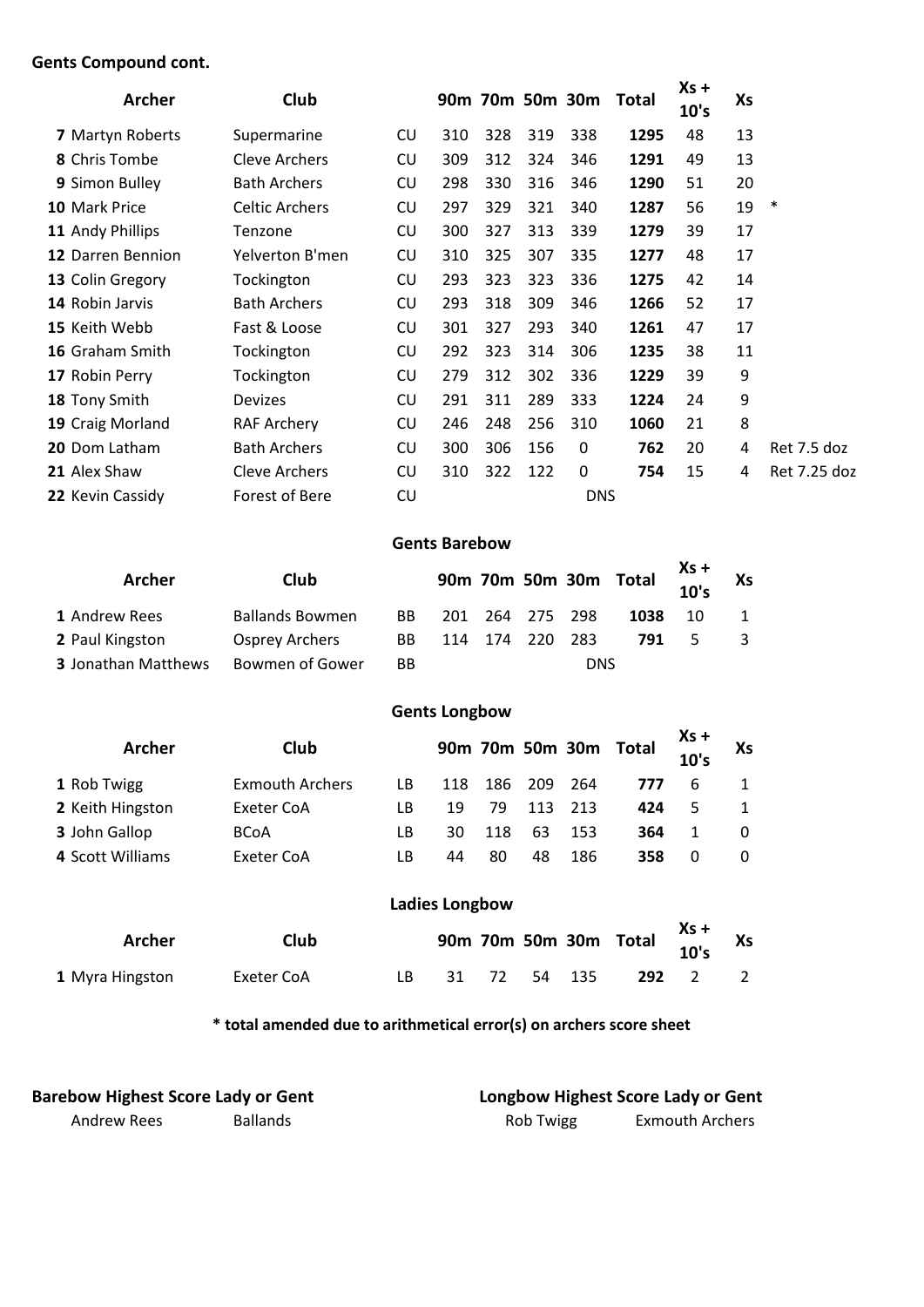**Gents Compound cont.**

| | Archer | Club | | 90m | 70m | 50m | 30m | Total | Xs + 10's | Xs | |
|---|---|---|---|---|---|---|---|---|---|---|---|
| **7** | Martyn Roberts | Supermarine | CU | 310 | 328 | 319 | 338 | **1295** | 48 | 13 | |
| **8** | Chris Tombe | Cleve Archers | CU | 309 | 312 | 324 | 346 | **1291** | 49 | 13 | |
| **9** | Simon Bulley | Bath Archers | CU | 298 | 330 | 316 | 346 | **1290** | 51 | 20 | |
| **10** | Mark Price | Celtic Archers | CU | 297 | 329 | 321 | 340 | **1287** | 56 | 19 | * |
| **11** | Andy Phillips | Tenzone | CU | 300 | 327 | 313 | 339 | **1279** | 39 | 17 | |
| **12** | Darren Bennion | Yelverton B'men | CU | 310 | 325 | 307 | 335 | **1277** | 48 | 17 | |
| **13** | Colin Gregory | Tockington | CU | 293 | 323 | 323 | 336 | **1275** | 42 | 14 | |
| **14** | Robin Jarvis | Bath Archers | CU | 293 | 318 | 309 | 346 | **1266** | 52 | 17 | |
| **15** | Keith Webb | Fast & Loose | CU | 301 | 327 | 293 | 340 | **1261** | 47 | 17 | |
| **16** | Graham Smith | Tockington | CU | 292 | 323 | 314 | 306 | **1235** | 38 | 11 | |
| **17** | Robin Perry | Tockington | CU | 279 | 312 | 302 | 336 | **1229** | 39 | 9 | |
| **18** | Tony Smith | Devizes | CU | 291 | 311 | 289 | 333 | **1224** | 24 | 9 | |
| **19** | Craig Morland | RAF Archery | CU | 246 | 248 | 256 | 310 | **1060** | 21 | 8 | |
| **20** | Dom Latham | Bath Archers | CU | 300 | 306 | 156 | 0 | **762** | 20 | 4 | Ret 7.5 doz |
| **21** | Alex Shaw | Cleve Archers | CU | 310 | 322 | 122 | 0 | **754** | 15 | 4 | Ret 7.25 doz |
| **22** | Kevin Cassidy | Forest of Bere | CU | | | | DNS | | | | |

**Gents Barebow**

| | Archer | Club | | 90m | 70m | 50m | 30m | Total | Xs + 10's | Xs |
|---|---|---|---|---|---|---|---|---|---|---|
| **1** | Andrew Rees | Ballands Bowmen | BB | 201 | 264 | 275 | 298 | **1038** | 10 | 1 |
| **2** | Paul Kingston | Osprey Archers | BB | 114 | 174 | 220 | 283 | **791** | 5 | 3 |
| **3** | Jonathan Matthews | Bowmen of Gower | BB | | | | DNS | | | |

**Gents Longbow**

| | Archer | Club | | 90m | 70m | 50m | 30m | Total | Xs + 10's | Xs |
|---|---|---|---|---|---|---|---|---|---|---|
| **1** | Rob Twigg | Exmouth Archers | LB | 118 | 186 | 209 | 264 | **777** | 6 | 1 |
| **2** | Keith Hingston | Exeter CoA | LB | 19 | 79 | 113 | 213 | **424** | 5 | 1 |
| **3** | John Gallop | BCoA | LB | 30 | 118 | 63 | 153 | **364** | 1 | 0 |
| **4** | Scott Williams | Exeter CoA | LB | 44 | 80 | 48 | 186 | **358** | 0 | 0 |

**Ladies Longbow**

| | Archer | Club | | 90m | 70m | 50m | 30m | Total | Xs + 10's | Xs |
|---|---|---|---|---|---|---|---|---|---|---|
| **1** | Myra Hingston | Exeter CoA | LB | 31 | 72 | 54 | 135 | **292** | 2 | 2 |

**\* total amended due to arithmetical error(s) on archers score sheet**

**Barebow Highest Score Lady or Gent**

Andrew Rees — Ballands

**Longbow Highest Score Lady or Gent**

Rob Twigg — Exmouth Archers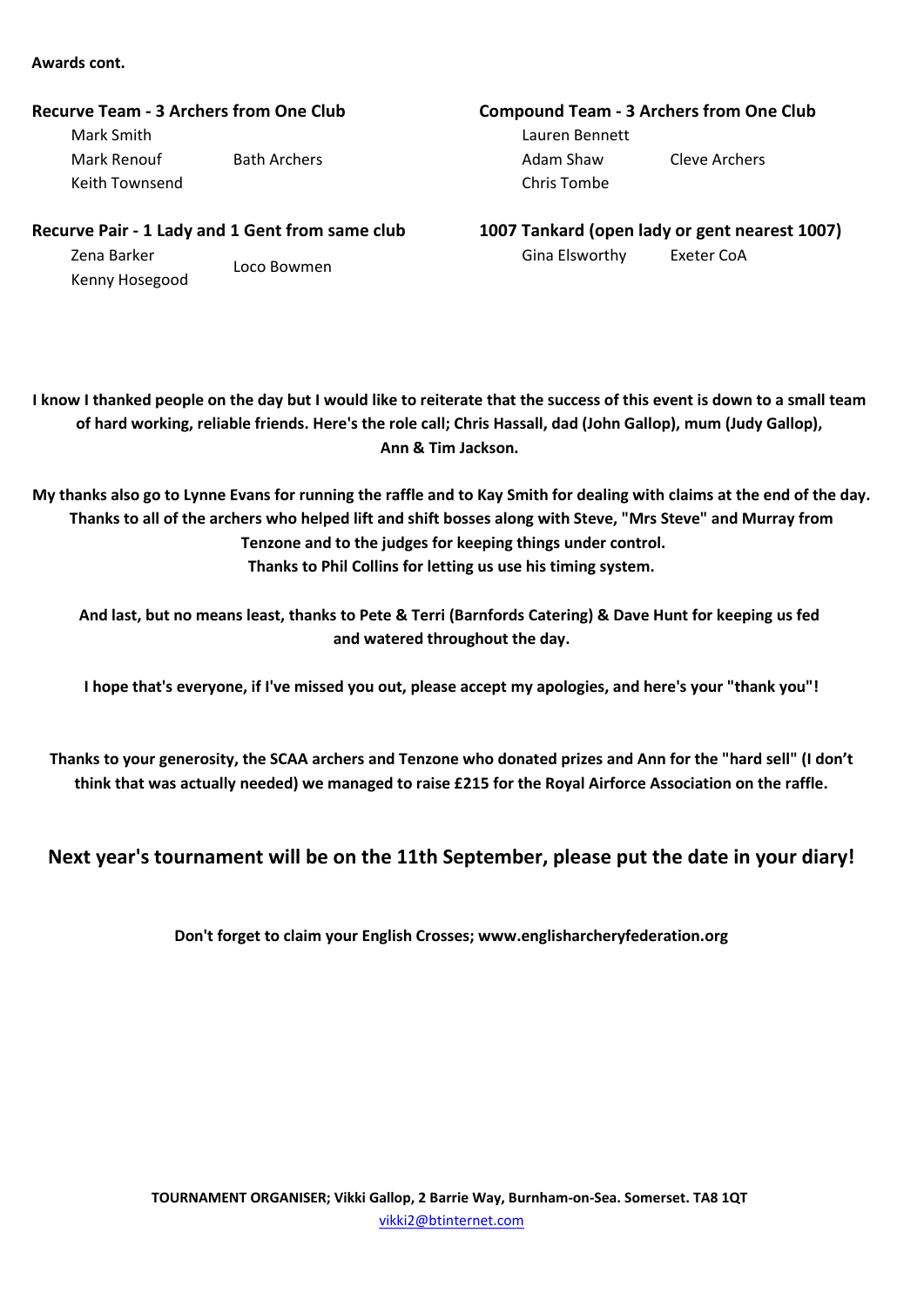**Awards cont.**

**Recurve Team - 3 Archers from One Club**

| | |
|---|---|
| Mark Smith<br>Mark Renouf<br>Keith Townsend | Bath Archers |

**Recurve Pair - 1 Lady and 1 Gent from same club**

| | |
|---|---|
| Zena Barker<br>Kenny Hosegood | Loco Bowmen |

**Compound Team - 3 Archers from One Club**

| | |
|---|---|
| Lauren Bennett<br>Adam Shaw<br>Chris Tombe | Cleve Archers |

**1007 Tankard (open lady or gent nearest 1007)**

| | |
|---|---|
| Gina Elsworthy | Exeter CoA |

**I know I thanked people on the day but I would like to reiterate that the success of this event is down to a small team of hard working, reliable friends. Here's the role call; Chris Hassall, dad (John Gallop), mum (Judy Gallop), Ann & Tim Jackson.**

**My thanks also go to Lynne Evans for running the raffle and to Kay Smith for dealing with claims at the end of the day. Thanks to all of the archers who helped lift and shift bosses along with Steve, "Mrs Steve" and Murray from Tenzone and to the judges for keeping things under control.**
**Thanks to Phil Collins for letting us use his timing system.**

**And last, but no means least, thanks to Pete & Terri (Barnfords Catering) & Dave Hunt for keeping us fed and watered throughout the day.**

**I hope that's everyone, if I've missed you out, please accept my apologies, and here's your "thank you"!**

**Thanks to your generosity, the SCAA archers and Tenzone who donated prizes and Ann for the "hard sell" (I don't think that was actually needed) we managed to raise £215 for the Royal Airforce Association on the raffle.**

## Next year's tournament will be on the 11th September, please put the date in your diary!

**Don't forget to claim your English Crosses; www.englisharcheryfederation.org**

**TOURNAMENT ORGANISER; Vikki Gallop, 2 Barrie Way, Burnham-on-Sea. Somerset. TA8 1QT**
vikki2@btinternet.com